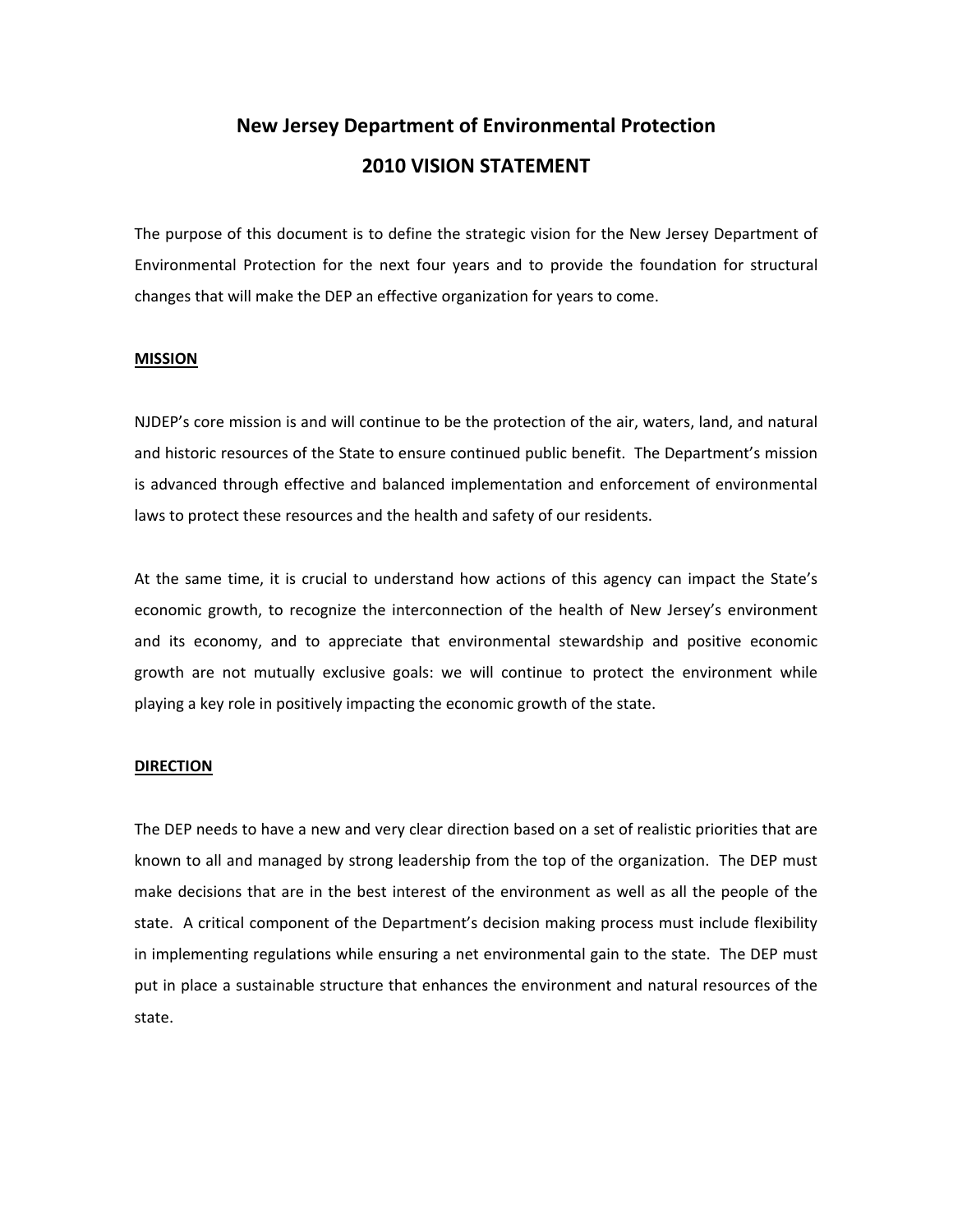# New Jersey Department of Environmental Protection

## 2010 VISION STATEMENT

The purpose of this document is to define the strategic vision for the New Jersey Department of Environmental Protection for the next four years and to provide the foundation for structural changes that will make the DEP an effective organization for years to come.

**MISSION**

NJDEP's core mission is and will continue to be the protection of the air, waters, land, and natural and historic resources of the State to ensure continued public benefit. The Department's mission is advanced through effective and balanced implementation and enforcement of environmental laws to protect these resources and the health and safety of our residents.

At the same time, it is crucial to understand how actions of this agency can impact the State's economic growth, to recognize the interconnection of the health of New Jersey's environment and its economy, and to appreciate that environmental stewardship and positive economic growth are not mutually exclusive goals: we will continue to protect the environment while playing a key role in positively impacting the economic growth of the state.

**DIRECTION**

The DEP needs to have a new and very clear direction based on a set of realistic priorities that are known to all and managed by strong leadership from the top of the organization. The DEP must make decisions that are in the best interest of the environment as well as all the people of the state. A critical component of the Department's decision making process must include flexibility in implementing regulations while ensuring a net environmental gain to the state. The DEP must put in place a sustainable structure that enhances the environment and natural resources of the state.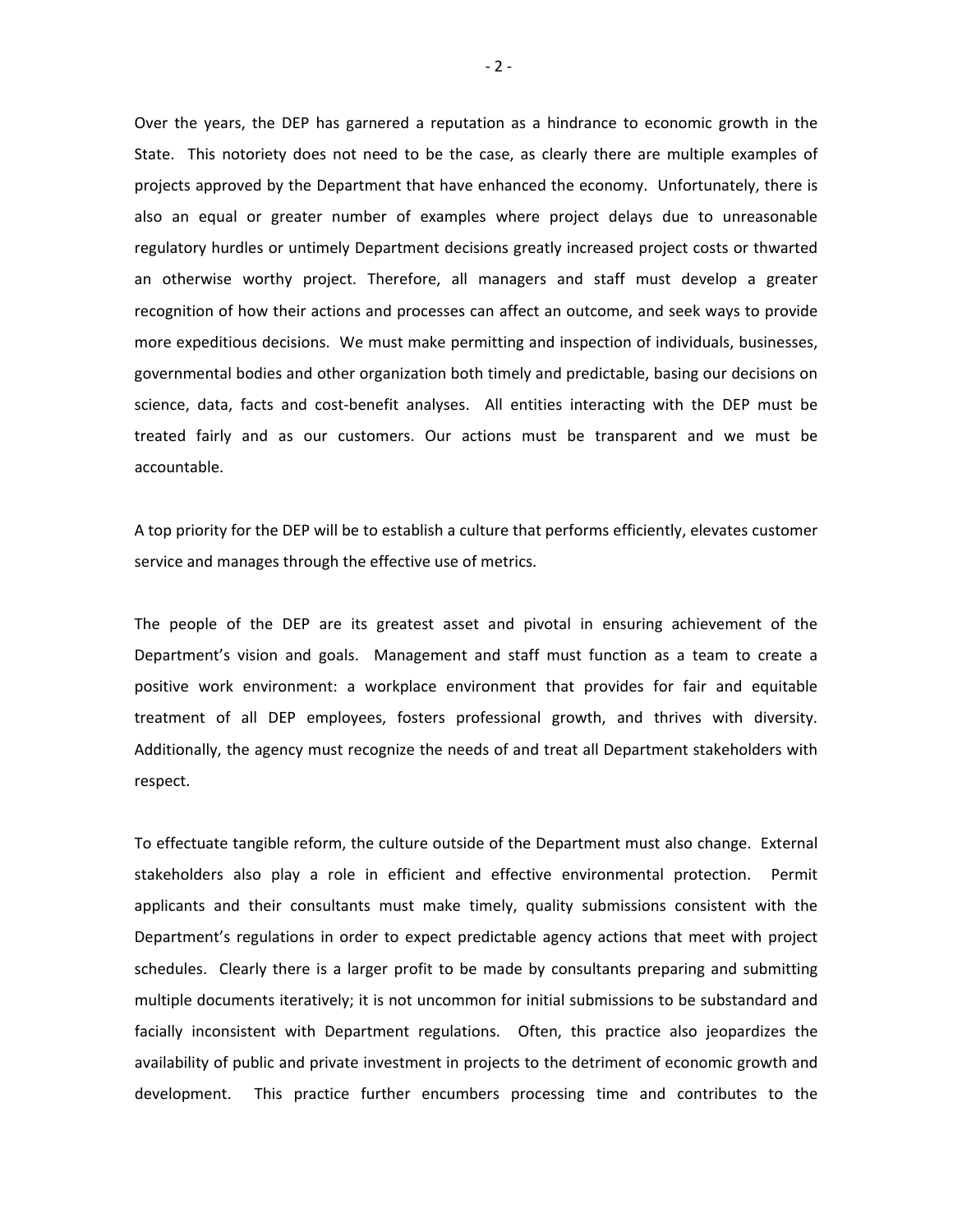Over the years, the DEP has garnered a reputation as a hindrance to economic growth in the State. This notoriety does not need to be the case, as clearly there are multiple examples of projects approved by the Department that have enhanced the economy. Unfortunately, there is also an equal or greater number of examples where project delays due to unreasonable regulatory hurdles or untimely Department decisions greatly increased project costs or thwarted an otherwise worthy project. Therefore, all managers and staff must develop a greater recognition of how their actions and processes can affect an outcome, and seek ways to provide more expeditious decisions. We must make permitting and inspection of individuals, businesses, governmental bodies and other organization both timely and predictable, basing our decisions on science, data, facts and cost-benefit analyses. All entities interacting with the DEP must be treated fairly and as our customers. Our actions must be transparent and we must be accountable.

A top priority for the DEP will be to establish a culture that performs efficiently, elevates customer service and manages through the effective use of metrics.

The people of the DEP are its greatest asset and pivotal in ensuring achievement of the Department's vision and goals. Management and staff must function as a team to create a positive work environment: a workplace environment that provides for fair and equitable treatment of all DEP employees, fosters professional growth, and thrives with diversity. Additionally, the agency must recognize the needs of and treat all Department stakeholders with respect.

To effectuate tangible reform, the culture outside of the Department must also change. External stakeholders also play a role in efficient and effective environmental protection. Permit applicants and their consultants must make timely, quality submissions consistent with the Department's regulations in order to expect predictable agency actions that meet with project schedules. Clearly there is a larger profit to be made by consultants preparing and submitting multiple documents iteratively; it is not uncommon for initial submissions to be substandard and facially inconsistent with Department regulations. Often, this practice also jeopardizes the availability of public and private investment in projects to the detriment of economic growth and development. This practice further encumbers processing time and contributes to the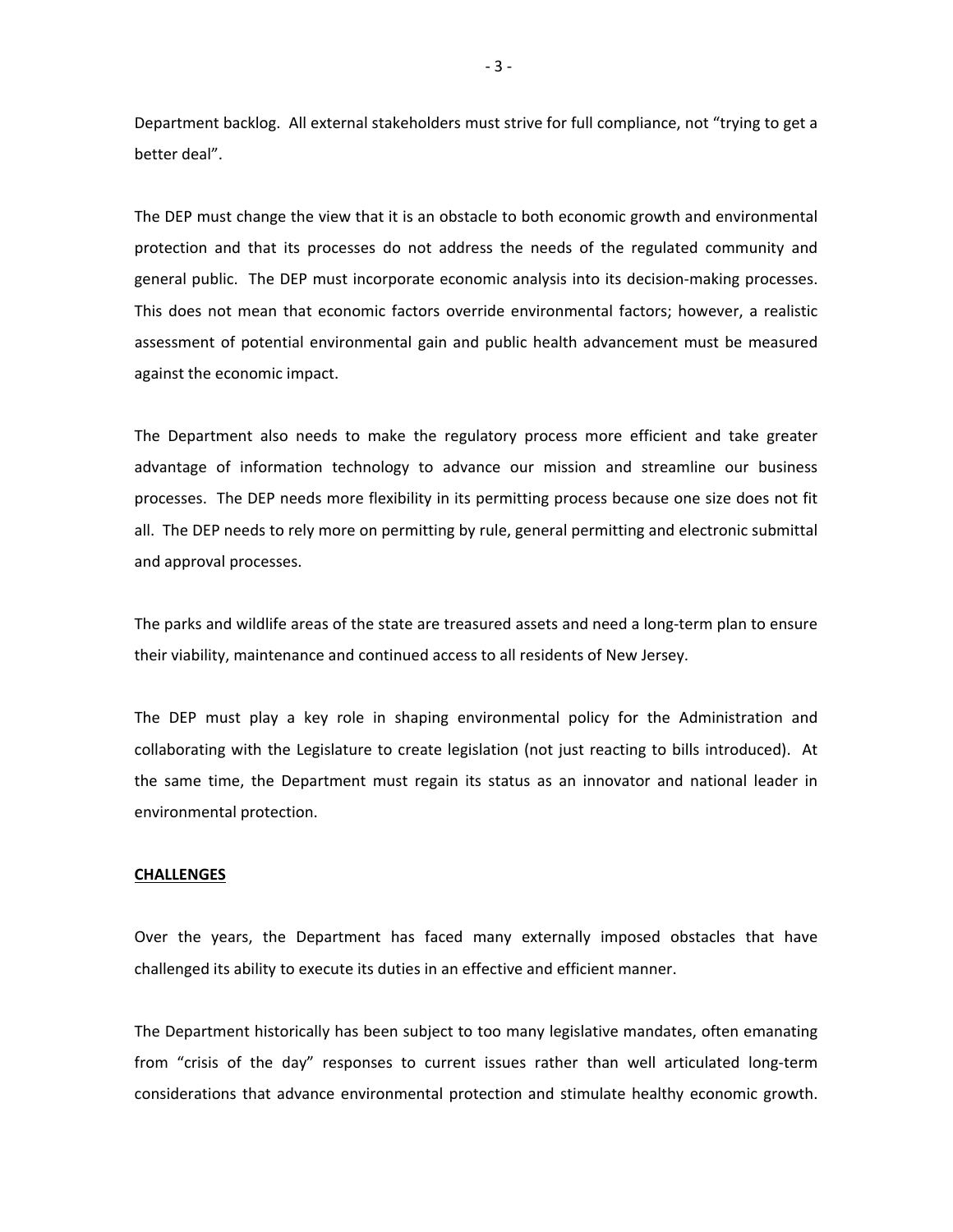Department backlog. All external stakeholders must strive for full compliance, not "trying to get a better deal".

The DEP must change the view that it is an obstacle to both economic growth and environmental protection and that its processes do not address the needs of the regulated community and general public. The DEP must incorporate economic analysis into its decision-making processes. This does not mean that economic factors override environmental factors; however, a realistic assessment of potential environmental gain and public health advancement must be measured against the economic impact.

The Department also needs to make the regulatory process more efficient and take greater advantage of information technology to advance our mission and streamline our business processes. The DEP needs more flexibility in its permitting process because one size does not fit all. The DEP needs to rely more on permitting by rule, general permitting and electronic submittal and approval processes.

The parks and wildlife areas of the state are treasured assets and need a long-term plan to ensure their viability, maintenance and continued access to all residents of New Jersey.

The DEP must play a key role in shaping environmental policy for the Administration and collaborating with the Legislature to create legislation (not just reacting to bills introduced). At the same time, the Department must regain its status as an innovator and national leader in environmental protection.

## CHALLENGES

Over the years, the Department has faced many externally imposed obstacles that have challenged its ability to execute its duties in an effective and efficient manner.

The Department historically has been subject to too many legislative mandates, often emanating from "crisis of the day" responses to current issues rather than well articulated long-term considerations that advance environmental protection and stimulate healthy economic growth.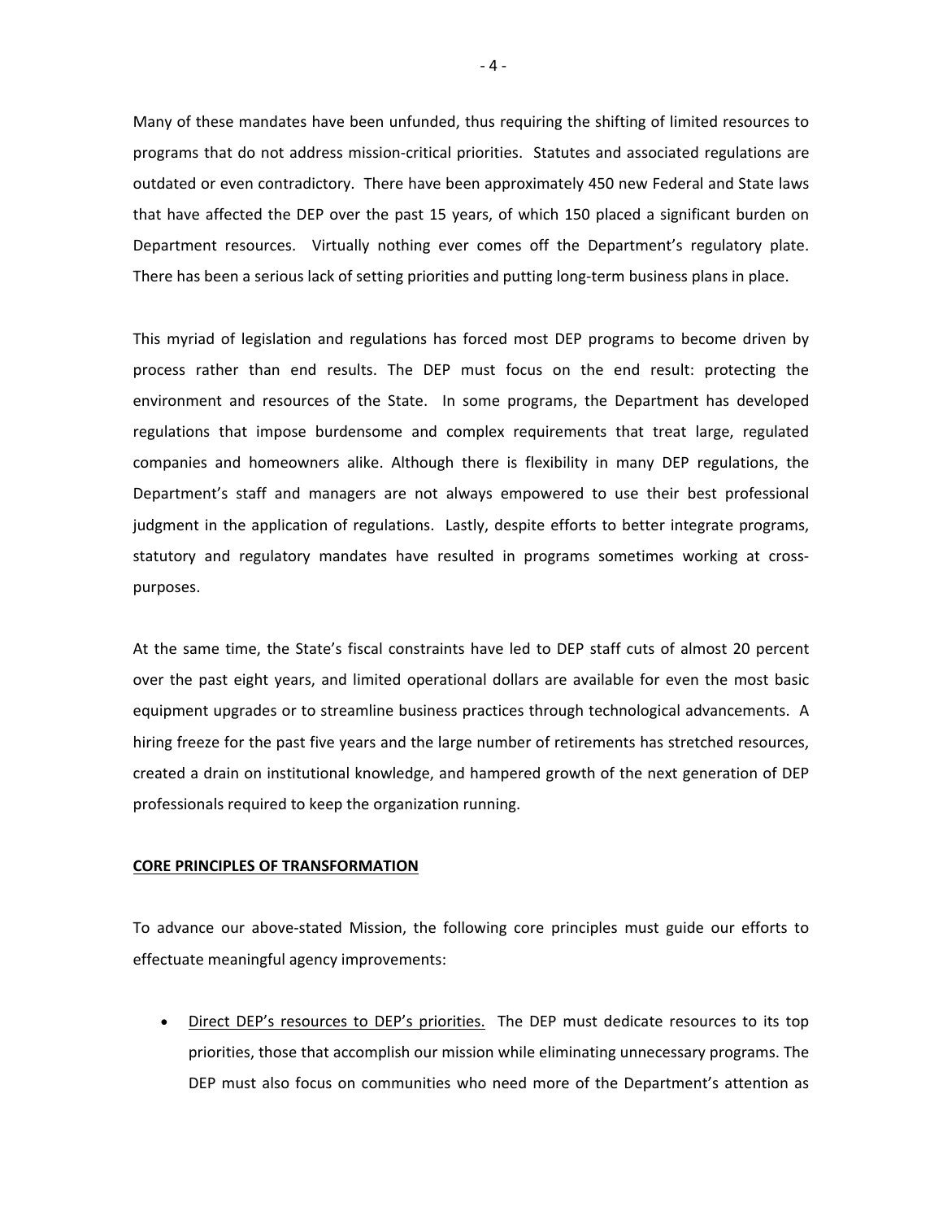Many of these mandates have been unfunded, thus requiring the shifting of limited resources to programs that do not address mission-critical priorities. Statutes and associated regulations are outdated or even contradictory. There have been approximately 450 new Federal and State laws that have affected the DEP over the past 15 years, of which 150 placed a significant burden on Department resources. Virtually nothing ever comes off the Department's regulatory plate. There has been a serious lack of setting priorities and putting long-term business plans in place.

This myriad of legislation and regulations has forced most DEP programs to become driven by process rather than end results. The DEP must focus on the end result: protecting the environment and resources of the State. In some programs, the Department has developed regulations that impose burdensome and complex requirements that treat large, regulated companies and homeowners alike. Although there is flexibility in many DEP regulations, the Department's staff and managers are not always empowered to use their best professional judgment in the application of regulations. Lastly, despite efforts to better integrate programs, statutory and regulatory mandates have resulted in programs sometimes working at cross-purposes.

At the same time, the State's fiscal constraints have led to DEP staff cuts of almost 20 percent over the past eight years, and limited operational dollars are available for even the most basic equipment upgrades or to streamline business practices through technological advancements. A hiring freeze for the past five years and the large number of retirements has stretched resources, created a drain on institutional knowledge, and hampered growth of the next generation of DEP professionals required to keep the organization running.

## CORE PRINCIPLES OF TRANSFORMATION

To advance our above-stated Mission, the following core principles must guide our efforts to effectuate meaningful agency improvements:

- Direct DEP's resources to DEP's priorities. The DEP must dedicate resources to its top priorities, those that accomplish our mission while eliminating unnecessary programs. The DEP must also focus on communities who need more of the Department's attention as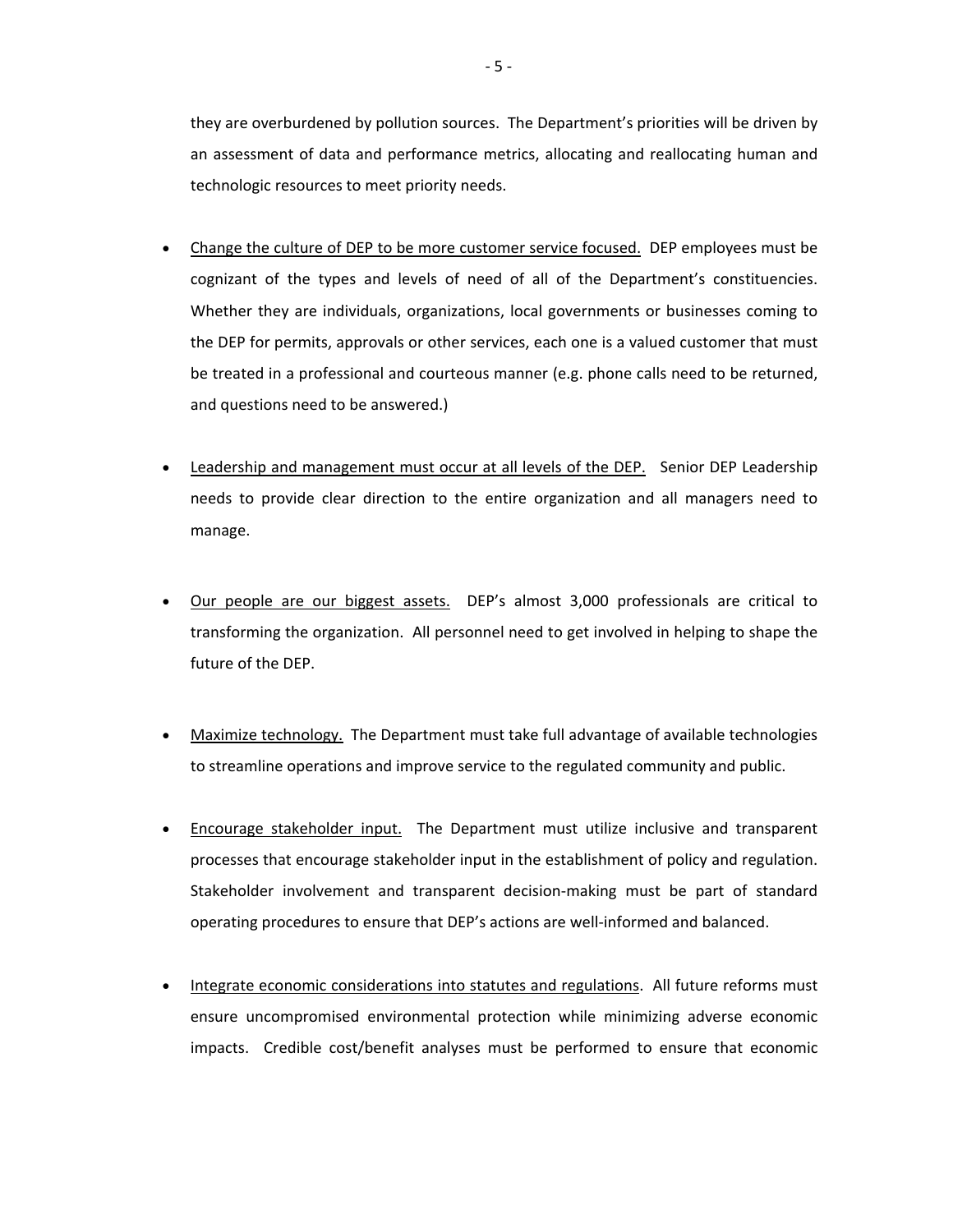they are overburdened by pollution sources. The Department's priorities will be driven by an assessment of data and performance metrics, allocating and reallocating human and technologic resources to meet priority needs.

- <u>Change the culture of DEP to be more customer service focused.</u> DEP employees must be cognizant of the types and levels of need of all of the Department's constituencies. Whether they are individuals, organizations, local governments or businesses coming to the DEP for permits, approvals or other services, each one is a valued customer that must be treated in a professional and courteous manner (e.g. phone calls need to be returned, and questions need to be answered.)

- <u>Leadership and management must occur at all levels of the DEP.</u> Senior DEP Leadership needs to provide clear direction to the entire organization and all managers need to manage.

- <u>Our people are our biggest assets.</u> DEP's almost 3,000 professionals are critical to transforming the organization. All personnel need to get involved in helping to shape the future of the DEP.

- <u>Maximize technology.</u> The Department must take full advantage of available technologies to streamline operations and improve service to the regulated community and public.

- <u>Encourage stakeholder input.</u> The Department must utilize inclusive and transparent processes that encourage stakeholder input in the establishment of policy and regulation. Stakeholder involvement and transparent decision-making must be part of standard operating procedures to ensure that DEP's actions are well-informed and balanced.

- <u>Integrate economic considerations into statutes and regulations</u>. All future reforms must ensure uncompromised environmental protection while minimizing adverse economic impacts. Credible cost/benefit analyses must be performed to ensure that economic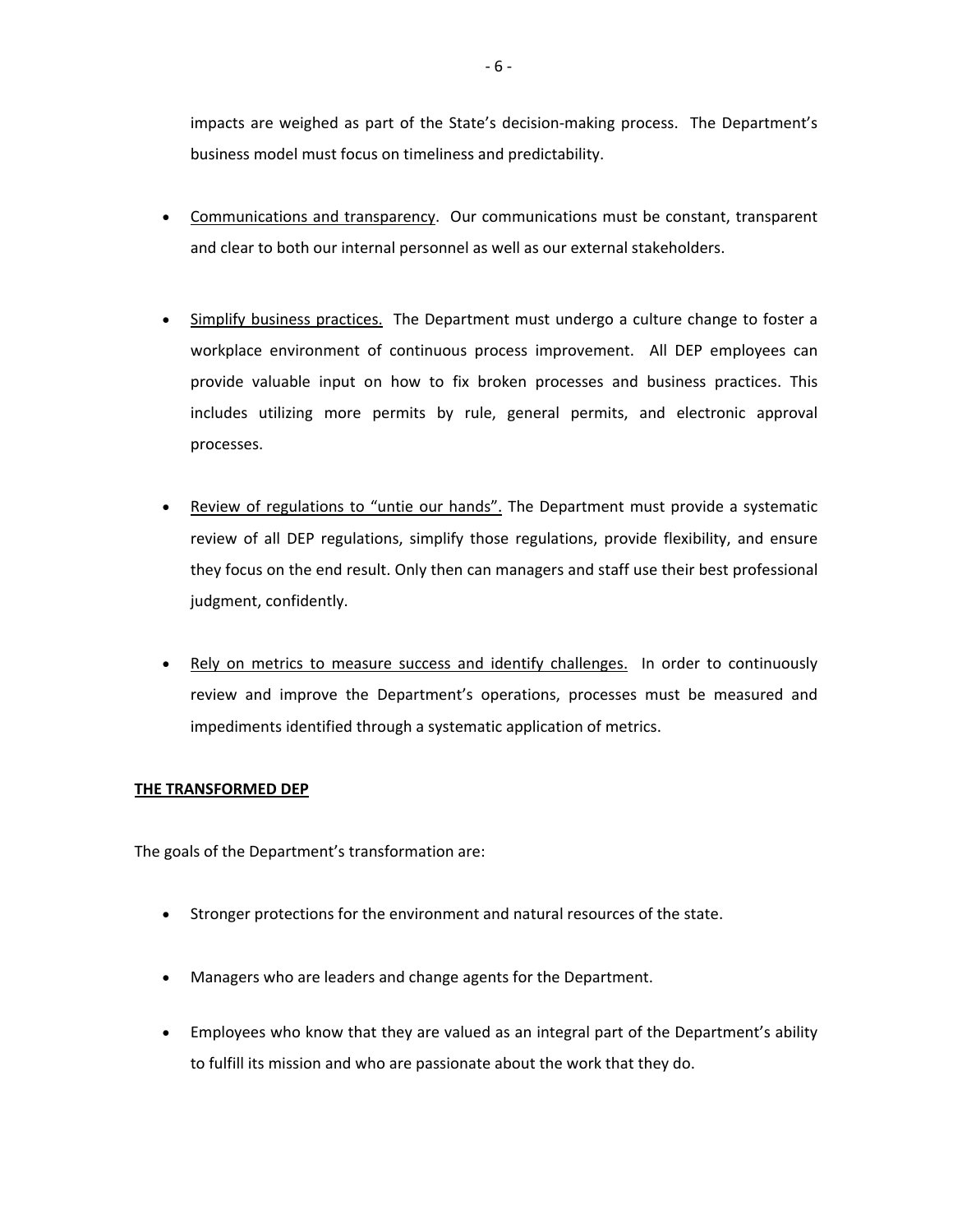impacts are weighed as part of the State's decision-making process. The Department's business model must focus on timeliness and predictability.

- Communications and transparency. Our communications must be constant, transparent and clear to both our internal personnel as well as our external stakeholders.

- Simplify business practices. The Department must undergo a culture change to foster a workplace environment of continuous process improvement. All DEP employees can provide valuable input on how to fix broken processes and business practices. This includes utilizing more permits by rule, general permits, and electronic approval processes.

- Review of regulations to "untie our hands". The Department must provide a systematic review of all DEP regulations, simplify those regulations, provide flexibility, and ensure they focus on the end result. Only then can managers and staff use their best professional judgment, confidently.

- Rely on metrics to measure success and identify challenges. In order to continuously review and improve the Department's operations, processes must be measured and impediments identified through a systematic application of metrics.

**THE TRANSFORMED DEP**

The goals of the Department's transformation are:

- Stronger protections for the environment and natural resources of the state.

- Managers who are leaders and change agents for the Department.

- Employees who know that they are valued as an integral part of the Department's ability to fulfill its mission and who are passionate about the work that they do.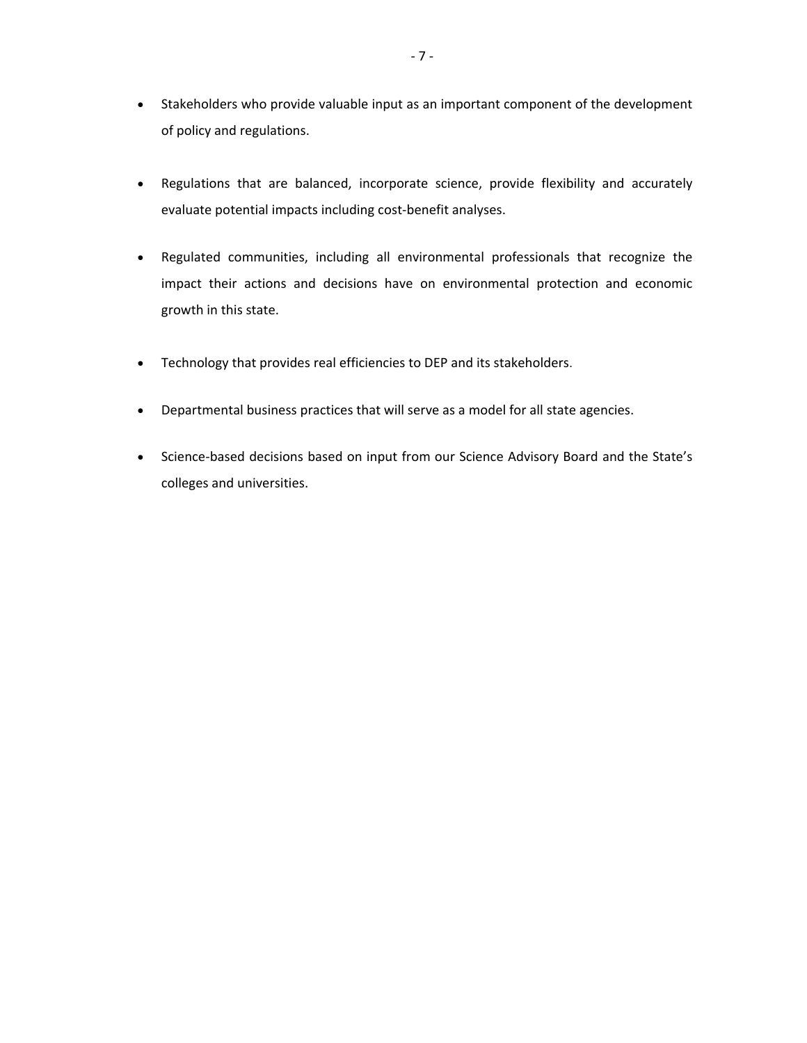- Stakeholders who provide valuable input as an important component of the development of policy and regulations.

- Regulations that are balanced, incorporate science, provide flexibility and accurately evaluate potential impacts including cost-benefit analyses.

- Regulated communities, including all environmental professionals that recognize the impact their actions and decisions have on environmental protection and economic growth in this state.

- Technology that provides real efficiencies to DEP and its stakeholders.

- Departmental business practices that will serve as a model for all state agencies.

- Science-based decisions based on input from our Science Advisory Board and the State's colleges and universities.